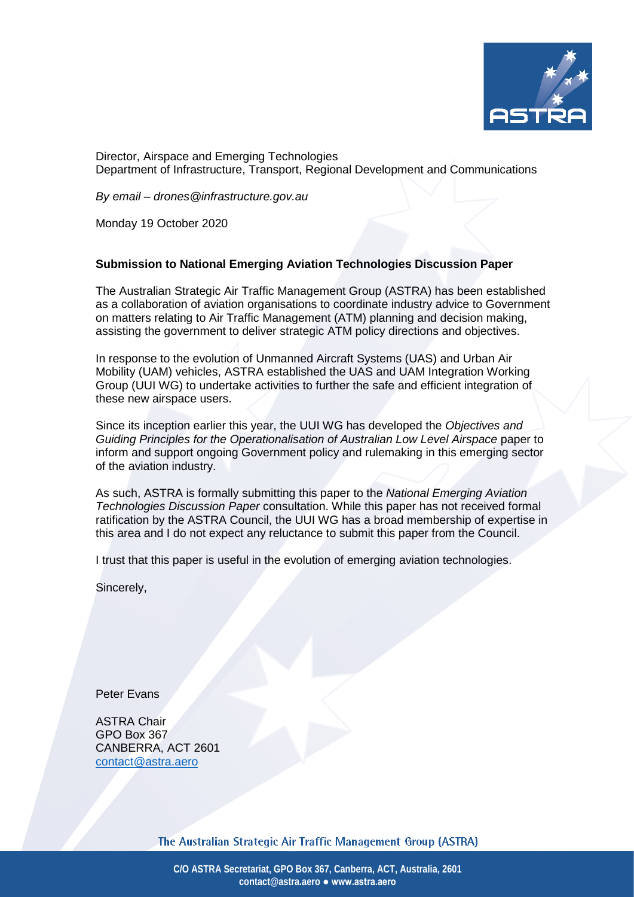Director, Airspace and Emerging Technologies
Department of Infrastructure, Transport, Regional Development and Communications

*By email – drones@infrastructure.gov.au*

Monday 19 October 2020

**Submission to National Emerging Aviation Technologies Discussion Paper**

The Australian Strategic Air Traffic Management Group (ASTRA) has been established as a collaboration of aviation organisations to coordinate industry advice to Government on matters relating to Air Traffic Management (ATM) planning and decision making, assisting the government to deliver strategic ATM policy directions and objectives.

In response to the evolution of Unmanned Aircraft Systems (UAS) and Urban Air Mobility (UAM) vehicles, ASTRA established the UAS and UAM Integration Working Group (UUI WG) to undertake activities to further the safe and efficient integration of these new airspace users.

Since its inception earlier this year, the UUI WG has developed the *Objectives and Guiding Principles for the Operationalisation of Australian Low Level Airspace* paper to inform and support ongoing Government policy and rulemaking in this emerging sector of the aviation industry.

As such, ASTRA is formally submitting this paper to the *National Emerging Aviation Technologies Discussion Paper* consultation. While this paper has not received formal ratification by the ASTRA Council, the UUI WG has a broad membership of expertise in this area and I do not expect any reluctance to submit this paper from the Council.

I trust that this paper is useful in the evolution of emerging aviation technologies.

Sincerely,

Peter Evans

ASTRA Chair
GPO Box 367
CANBERRA, ACT 2601
contact@astra.aero

The Australian Strategic Air Traffic Management Group (ASTRA)

C/O ASTRA Secretariat, GPO Box 367, Canberra, ACT, Australia, 2601
contact@astra.aero ● www.astra.aero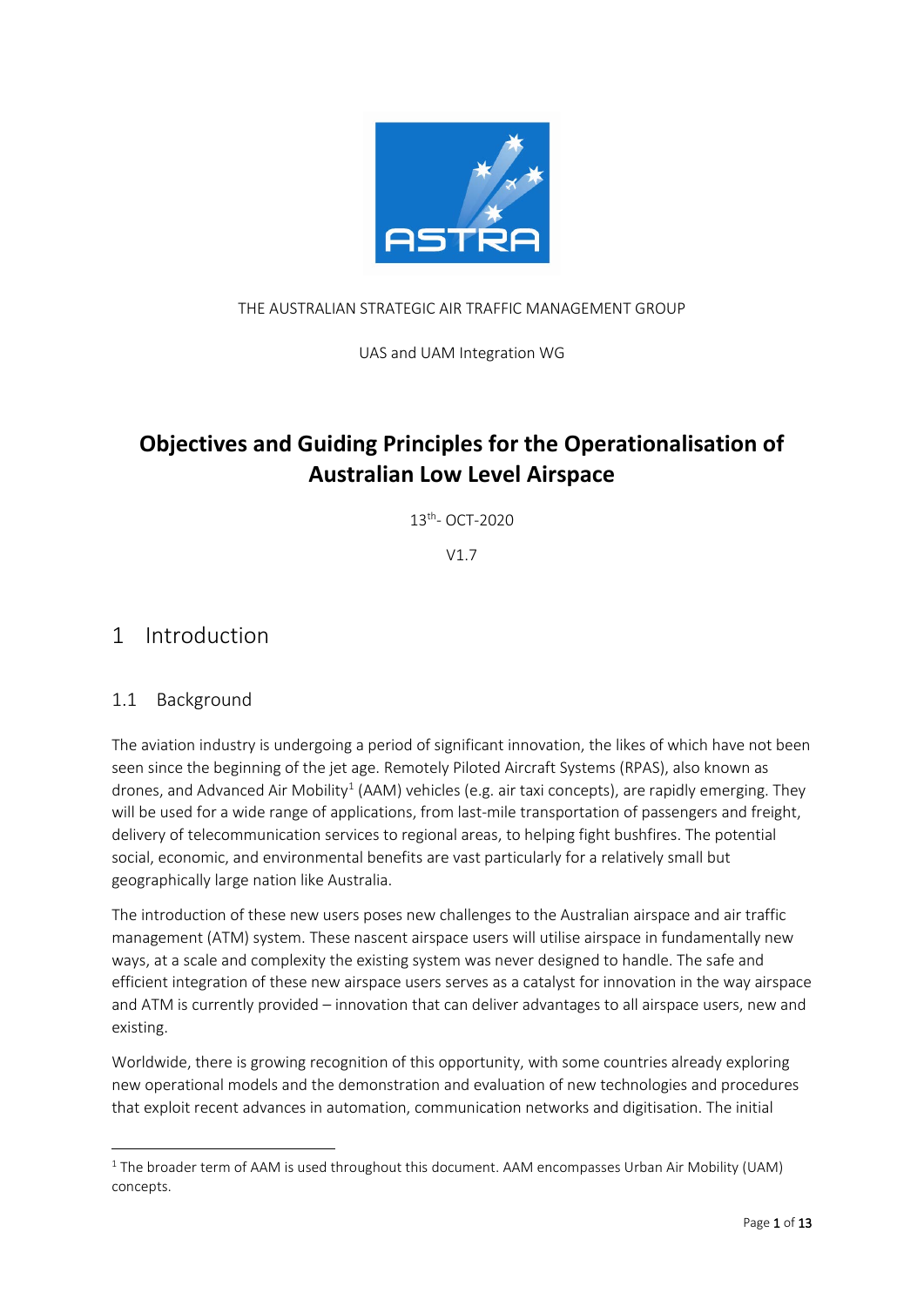THE AUSTRALIAN STRATEGIC AIR TRAFFIC MANAGEMENT GROUP

UAS and UAM Integration WG

# Objectives and Guiding Principles for the Operationalisation of Australian Low Level Airspace

13th- OCT-2020

V1.7

# 1 Introduction

## 1.1 Background

The aviation industry is undergoing a period of significant innovation, the likes of which have not been seen since the beginning of the jet age. Remotely Piloted Aircraft Systems (RPAS), also known as drones, and Advanced Air Mobility[1] (AAM) vehicles (e.g. air taxi concepts), are rapidly emerging. They will be used for a wide range of applications, from last-mile transportation of passengers and freight, delivery of telecommunication services to regional areas, to helping fight bushfires. The potential social, economic, and environmental benefits are vast particularly for a relatively small but geographically large nation like Australia.

The introduction of these new users poses new challenges to the Australian airspace and air traffic management (ATM) system. These nascent airspace users will utilise airspace in fundamentally new ways, at a scale and complexity the existing system was never designed to handle. The safe and efficient integration of these new airspace users serves as a catalyst for innovation in the way airspace and ATM is currently provided – innovation that can deliver advantages to all airspace users, new and existing.

Worldwide, there is growing recognition of this opportunity, with some countries already exploring new operational models and the demonstration and evaluation of new technologies and procedures that exploit recent advances in automation, communication networks and digitisation. The initial

[1] The broader term of AAM is used throughout this document. AAM encompasses Urban Air Mobility (UAM) concepts.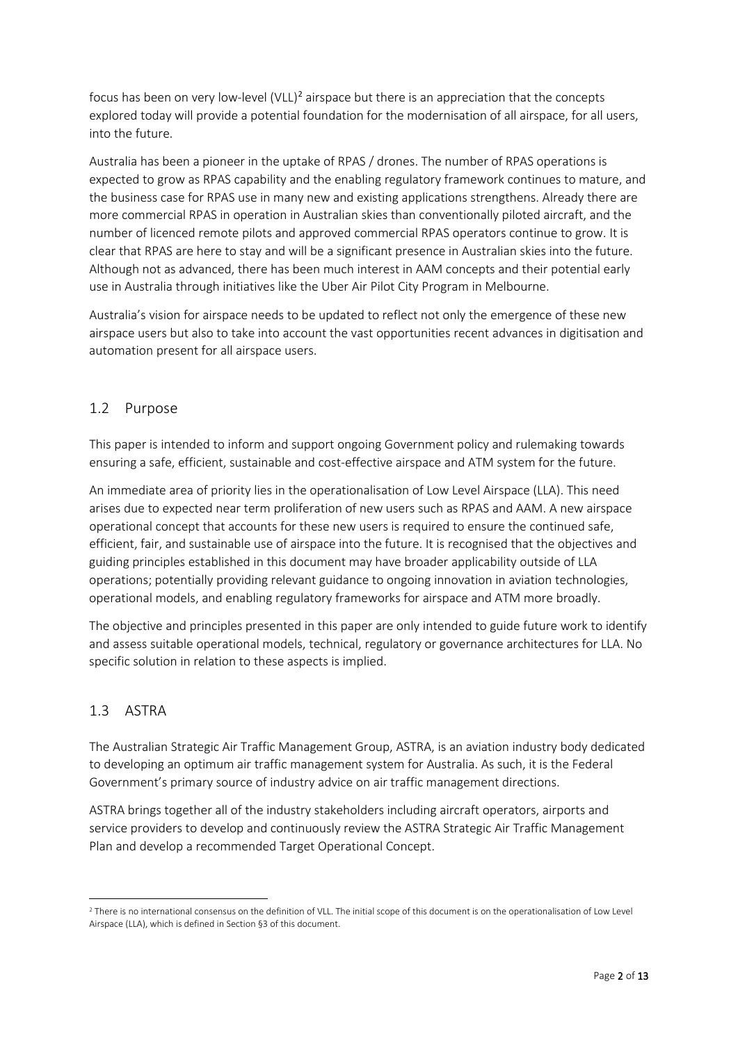focus has been on very low-level (VLL)[2] airspace but there is an appreciation that the concepts explored today will provide a potential foundation for the modernisation of all airspace, for all users, into the future.

Australia has been a pioneer in the uptake of RPAS / drones. The number of RPAS operations is expected to grow as RPAS capability and the enabling regulatory framework continues to mature, and the business case for RPAS use in many new and existing applications strengthens. Already there are more commercial RPAS in operation in Australian skies than conventionally piloted aircraft, and the number of licenced remote pilots and approved commercial RPAS operators continue to grow. It is clear that RPAS are here to stay and will be a significant presence in Australian skies into the future. Although not as advanced, there has been much interest in AAM concepts and their potential early use in Australia through initiatives like the Uber Air Pilot City Program in Melbourne.

Australia's vision for airspace needs to be updated to reflect not only the emergence of these new airspace users but also to take into account the vast opportunities recent advances in digitisation and automation present for all airspace users.

## 1.2 Purpose

This paper is intended to inform and support ongoing Government policy and rulemaking towards ensuring a safe, efficient, sustainable and cost-effective airspace and ATM system for the future.

An immediate area of priority lies in the operationalisation of Low Level Airspace (LLA). This need arises due to expected near term proliferation of new users such as RPAS and AAM. A new airspace operational concept that accounts for these new users is required to ensure the continued safe, efficient, fair, and sustainable use of airspace into the future. It is recognised that the objectives and guiding principles established in this document may have broader applicability outside of LLA operations; potentially providing relevant guidance to ongoing innovation in aviation technologies, operational models, and enabling regulatory frameworks for airspace and ATM more broadly.

The objective and principles presented in this paper are only intended to guide future work to identify and assess suitable operational models, technical, regulatory or governance architectures for LLA. No specific solution in relation to these aspects is implied.

## 1.3 ASTRA

The Australian Strategic Air Traffic Management Group, ASTRA, is an aviation industry body dedicated to developing an optimum air traffic management system for Australia. As such, it is the Federal Government's primary source of industry advice on air traffic management directions.

ASTRA brings together all of the industry stakeholders including aircraft operators, airports and service providers to develop and continuously review the ASTRA Strategic Air Traffic Management Plan and develop a recommended Target Operational Concept.

---

[2] There is no international consensus on the definition of VLL. The initial scope of this document is on the operationalisation of Low Level Airspace (LLA), which is defined in Section §3 of this document.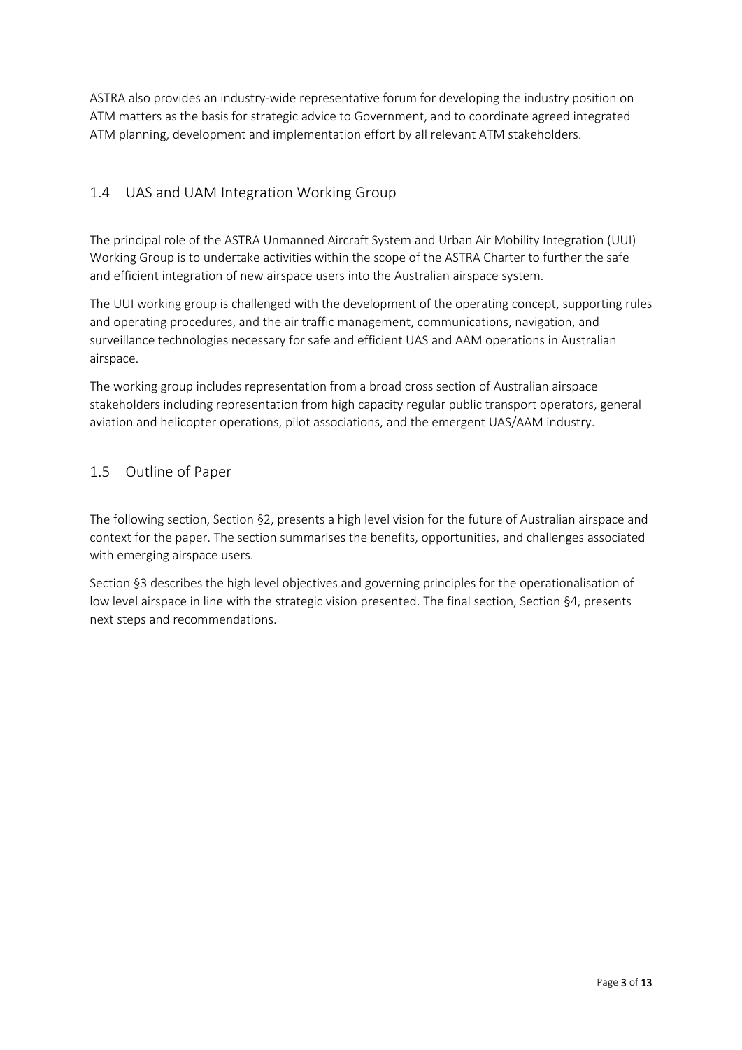ASTRA also provides an industry-wide representative forum for developing the industry position on ATM matters as the basis for strategic advice to Government, and to coordinate agreed integrated ATM planning, development and implementation effort by all relevant ATM stakeholders.

## 1.4 UAS and UAM Integration Working Group

The principal role of the ASTRA Unmanned Aircraft System and Urban Air Mobility Integration (UUI) Working Group is to undertake activities within the scope of the ASTRA Charter to further the safe and efficient integration of new airspace users into the Australian airspace system.

The UUI working group is challenged with the development of the operating concept, supporting rules and operating procedures, and the air traffic management, communications, navigation, and surveillance technologies necessary for safe and efficient UAS and AAM operations in Australian airspace.

The working group includes representation from a broad cross section of Australian airspace stakeholders including representation from high capacity regular public transport operators, general aviation and helicopter operations, pilot associations, and the emergent UAS/AAM industry.

## 1.5 Outline of Paper

The following section, Section §2, presents a high level vision for the future of Australian airspace and context for the paper. The section summarises the benefits, opportunities, and challenges associated with emerging airspace users.

Section §3 describes the high level objectives and governing principles for the operationalisation of low level airspace in line with the strategic vision presented. The final section, Section §4, presents next steps and recommendations.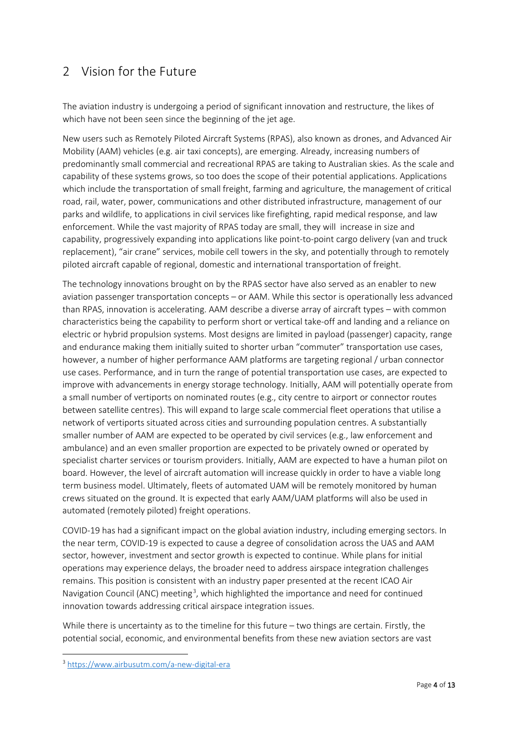## 2 Vision for the Future

The aviation industry is undergoing a period of significant innovation and restructure, the likes of which have not been seen since the beginning of the jet age.

New users such as Remotely Piloted Aircraft Systems (RPAS), also known as drones, and Advanced Air Mobility (AAM) vehicles (e.g. air taxi concepts), are emerging. Already, increasing numbers of predominantly small commercial and recreational RPAS are taking to Australian skies. As the scale and capability of these systems grows, so too does the scope of their potential applications. Applications which include the transportation of small freight, farming and agriculture, the management of critical road, rail, water, power, communications and other distributed infrastructure, management of our parks and wildlife, to applications in civil services like firefighting, rapid medical response, and law enforcement. While the vast majority of RPAS today are small, they will increase in size and capability, progressively expanding into applications like point-to-point cargo delivery (van and truck replacement), "air crane" services, mobile cell towers in the sky, and potentially through to remotely piloted aircraft capable of regional, domestic and international transportation of freight.

The technology innovations brought on by the RPAS sector have also served as an enabler to new aviation passenger transportation concepts – or AAM. While this sector is operationally less advanced than RPAS, innovation is accelerating. AAM describe a diverse array of aircraft types – with common characteristics being the capability to perform short or vertical take-off and landing and a reliance on electric or hybrid propulsion systems. Most designs are limited in payload (passenger) capacity, range and endurance making them initially suited to shorter urban "commuter" transportation use cases, however, a number of higher performance AAM platforms are targeting regional / urban connector use cases. Performance, and in turn the range of potential transportation use cases, are expected to improve with advancements in energy storage technology. Initially, AAM will potentially operate from a small number of vertiports on nominated routes (e.g., city centre to airport or connector routes between satellite centres). This will expand to large scale commercial fleet operations that utilise a network of vertiports situated across cities and surrounding population centres. A substantially smaller number of AAM are expected to be operated by civil services (e.g., law enforcement and ambulance) and an even smaller proportion are expected to be privately owned or operated by specialist charter services or tourism providers. Initially, AAM are expected to have a human pilot on board. However, the level of aircraft automation will increase quickly in order to have a viable long term business model. Ultimately, fleets of automated UAM will be remotely monitored by human crews situated on the ground. It is expected that early AAM/UAM platforms will also be used in automated (remotely piloted) freight operations.

COVID-19 has had a significant impact on the global aviation industry, including emerging sectors. In the near term, COVID-19 is expected to cause a degree of consolidation across the UAS and AAM sector, however, investment and sector growth is expected to continue. While plans for initial operations may experience delays, the broader need to address airspace integration challenges remains. This position is consistent with an industry paper presented at the recent ICAO Air Navigation Council (ANC) meeting[3], which highlighted the importance and need for continued innovation towards addressing critical airspace integration issues.

While there is uncertainty as to the timeline for this future – two things are certain. Firstly, the potential social, economic, and environmental benefits from these new aviation sectors are vast

[3] https://www.airbusutm.com/a-new-digital-era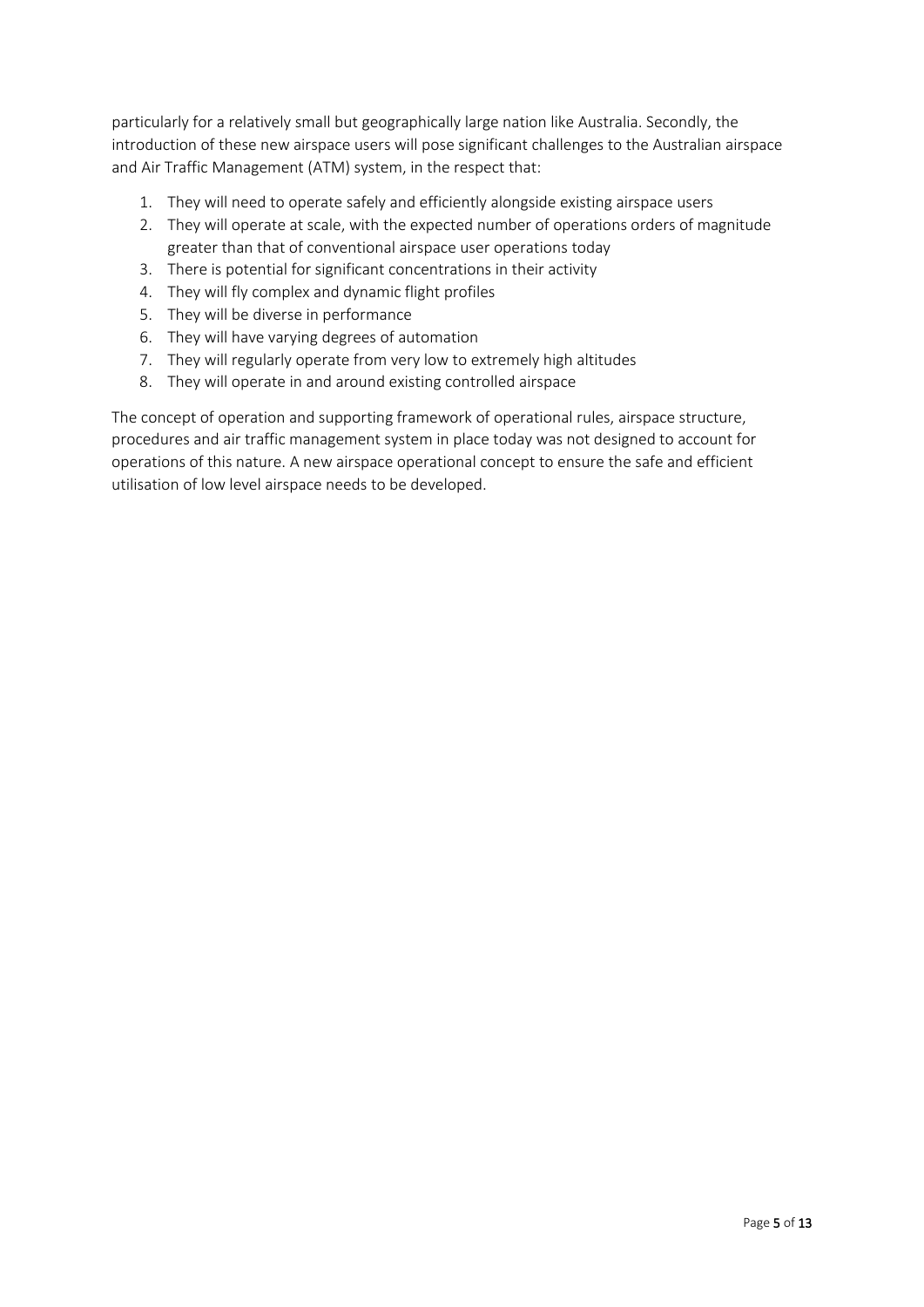particularly for a relatively small but geographically large nation like Australia. Secondly, the introduction of these new airspace users will pose significant challenges to the Australian airspace and Air Traffic Management (ATM) system, in the respect that:

1. They will need to operate safely and efficiently alongside existing airspace users
2. They will operate at scale, with the expected number of operations orders of magnitude greater than that of conventional airspace user operations today
3. There is potential for significant concentrations in their activity
4. They will fly complex and dynamic flight profiles
5. They will be diverse in performance
6. They will have varying degrees of automation
7. They will regularly operate from very low to extremely high altitudes
8. They will operate in and around existing controlled airspace

The concept of operation and supporting framework of operational rules, airspace structure, procedures and air traffic management system in place today was not designed to account for operations of this nature. A new airspace operational concept to ensure the safe and efficient utilisation of low level airspace needs to be developed.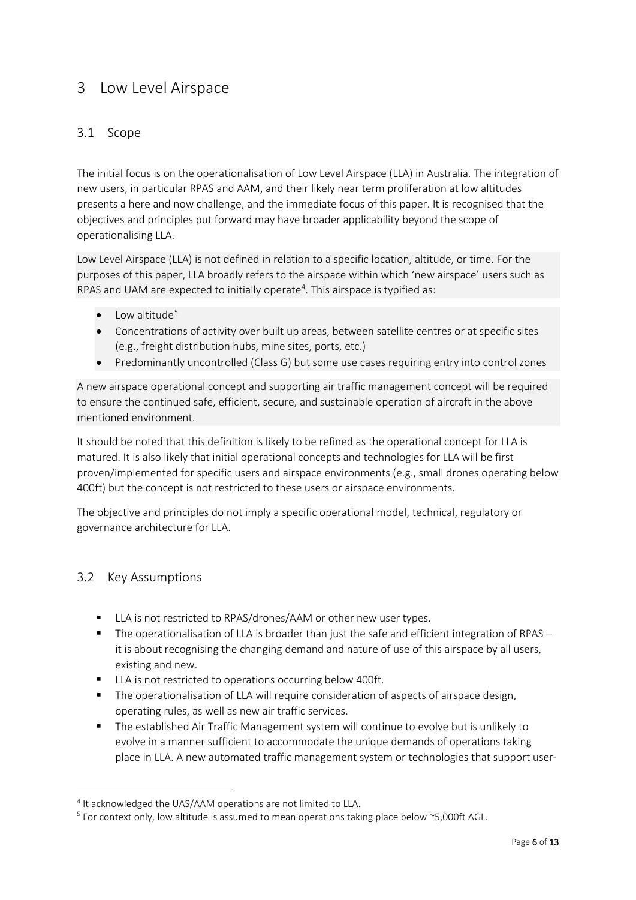# 3 Low Level Airspace

## 3.1 Scope

The initial focus is on the operationalisation of Low Level Airspace (LLA) in Australia. The integration of new users, in particular RPAS and AAM, and their likely near term proliferation at low altitudes presents a here and now challenge, and the immediate focus of this paper. It is recognised that the objectives and principles put forward may have broader applicability beyond the scope of operationalising LLA.

Low Level Airspace (LLA) is not defined in relation to a specific location, altitude, or time. For the purposes of this paper, LLA broadly refers to the airspace within which 'new airspace' users such as RPAS and UAM are expected to initially operate[4]. This airspace is typified as:

- Low altitude[5]
- Concentrations of activity over built up areas, between satellite centres or at specific sites (e.g., freight distribution hubs, mine sites, ports, etc.)
- Predominantly uncontrolled (Class G) but some use cases requiring entry into control zones

A new airspace operational concept and supporting air traffic management concept will be required to ensure the continued safe, efficient, secure, and sustainable operation of aircraft in the above mentioned environment.

It should be noted that this definition is likely to be refined as the operational concept for LLA is matured. It is also likely that initial operational concepts and technologies for LLA will be first proven/implemented for specific users and airspace environments (e.g., small drones operating below 400ft) but the concept is not restricted to these users or airspace environments.

The objective and principles do not imply a specific operational model, technical, regulatory or governance architecture for LLA.

## 3.2 Key Assumptions

- LLA is not restricted to RPAS/drones/AAM or other new user types.
- The operationalisation of LLA is broader than just the safe and efficient integration of RPAS – it is about recognising the changing demand and nature of use of this airspace by all users, existing and new.
- LLA is not restricted to operations occurring below 400ft.
- The operationalisation of LLA will require consideration of aspects of airspace design, operating rules, as well as new air traffic services.
- The established Air Traffic Management system will continue to evolve but is unlikely to evolve in a manner sufficient to accommodate the unique demands of operations taking place in LLA. A new automated traffic management system or technologies that support user-

---

[4] It acknowledged the UAS/AAM operations are not limited to LLA.

[5] For context only, low altitude is assumed to mean operations taking place below ~5,000ft AGL.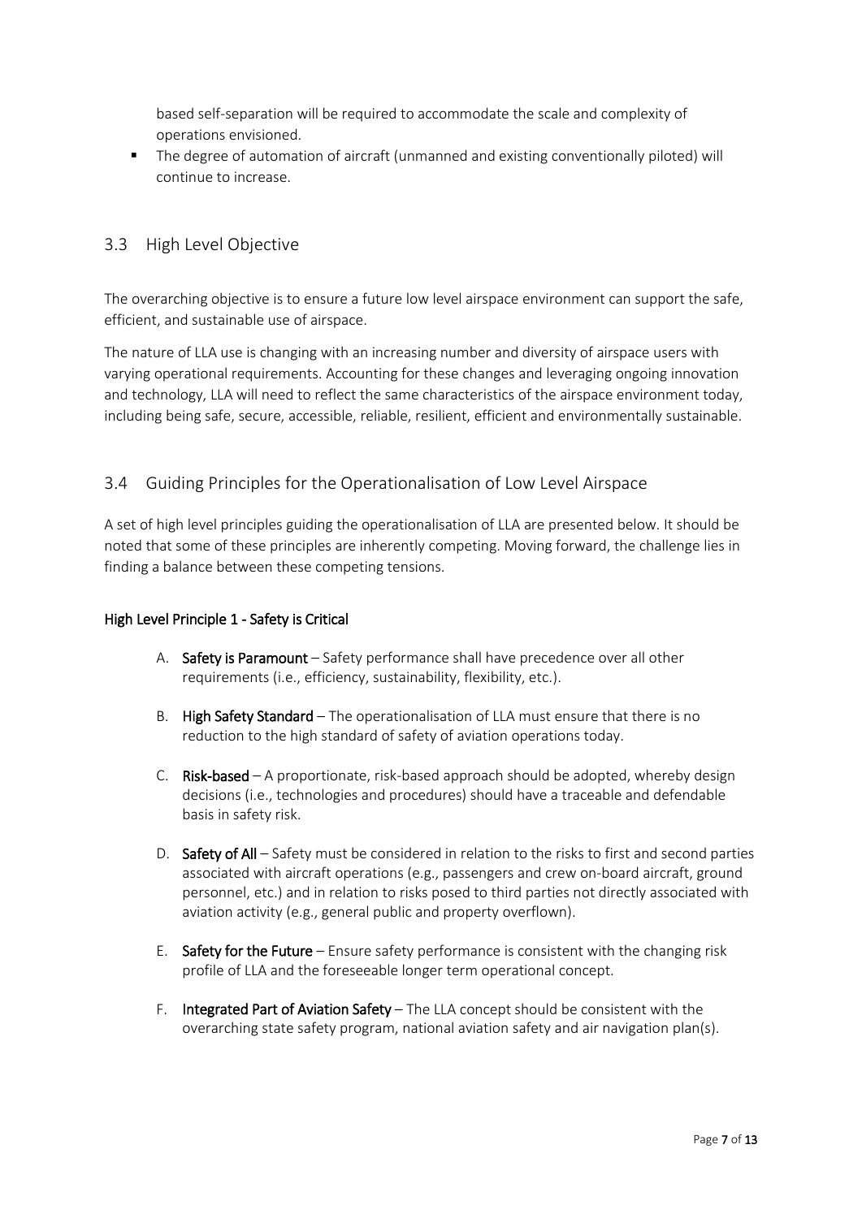based self-separation will be required to accommodate the scale and complexity of operations envisioned.

- The degree of automation of aircraft (unmanned and existing conventionally piloted) will continue to increase.

## 3.3 High Level Objective

The overarching objective is to ensure a future low level airspace environment can support the safe, efficient, and sustainable use of airspace.

The nature of LLA use is changing with an increasing number and diversity of airspace users with varying operational requirements. Accounting for these changes and leveraging ongoing innovation and technology, LLA will need to reflect the same characteristics of the airspace environment today, including being safe, secure, accessible, reliable, resilient, efficient and environmentally sustainable.

## 3.4 Guiding Principles for the Operationalisation of Low Level Airspace

A set of high level principles guiding the operationalisation of LLA are presented below. It should be noted that some of these principles are inherently competing. Moving forward, the challenge lies in finding a balance between these competing tensions.

#### High Level Principle 1 - Safety is Critical

A. **Safety is Paramount** – Safety performance shall have precedence over all other requirements (i.e., efficiency, sustainability, flexibility, etc.).

B. **High Safety Standard** – The operationalisation of LLA must ensure that there is no reduction to the high standard of safety of aviation operations today.

C. **Risk-based** – A proportionate, risk-based approach should be adopted, whereby design decisions (i.e., technologies and procedures) should have a traceable and defendable basis in safety risk.

D. **Safety of All** – Safety must be considered in relation to the risks to first and second parties associated with aircraft operations (e.g., passengers and crew on-board aircraft, ground personnel, etc.) and in relation to risks posed to third parties not directly associated with aviation activity (e.g., general public and property overflown).

E. **Safety for the Future** – Ensure safety performance is consistent with the changing risk profile of LLA and the foreseeable longer term operational concept.

F. **Integrated Part of Aviation Safety** – The LLA concept should be consistent with the overarching state safety program, national aviation safety and air navigation plan(s).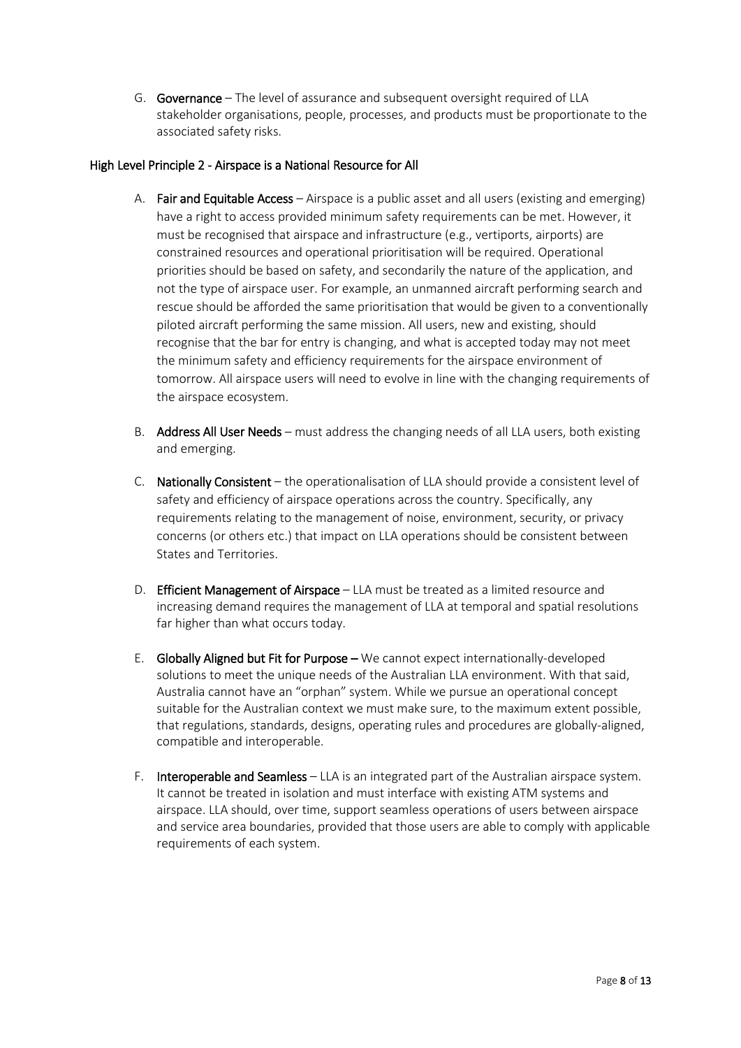G. **Governance** – The level of assurance and subsequent oversight required of LLA stakeholder organisations, people, processes, and products must be proportionate to the associated safety risks.

### High Level Principle 2 - Airspace is a National Resource for All

A. **Fair and Equitable Access** – Airspace is a public asset and all users (existing and emerging) have a right to access provided minimum safety requirements can be met. However, it must be recognised that airspace and infrastructure (e.g., vertiports, airports) are constrained resources and operational prioritisation will be required. Operational priorities should be based on safety, and secondarily the nature of the application, and not the type of airspace user. For example, an unmanned aircraft performing search and rescue should be afforded the same prioritisation that would be given to a conventionally piloted aircraft performing the same mission. All users, new and existing, should recognise that the bar for entry is changing, and what is accepted today may not meet the minimum safety and efficiency requirements for the airspace environment of tomorrow. All airspace users will need to evolve in line with the changing requirements of the airspace ecosystem.

B. **Address All User Needs** – must address the changing needs of all LLA users, both existing and emerging.

C. **Nationally Consistent** – the operationalisation of LLA should provide a consistent level of safety and efficiency of airspace operations across the country. Specifically, any requirements relating to the management of noise, environment, security, or privacy concerns (or others etc.) that impact on LLA operations should be consistent between States and Territories.

D. **Efficient Management of Airspace** – LLA must be treated as a limited resource and increasing demand requires the management of LLA at temporal and spatial resolutions far higher than what occurs today.

E. **Globally Aligned but Fit for Purpose –** We cannot expect internationally-developed solutions to meet the unique needs of the Australian LLA environment. With that said, Australia cannot have an "orphan" system. While we pursue an operational concept suitable for the Australian context we must make sure, to the maximum extent possible, that regulations, standards, designs, operating rules and procedures are globally-aligned, compatible and interoperable.

F. **Interoperable and Seamless** – LLA is an integrated part of the Australian airspace system. It cannot be treated in isolation and must interface with existing ATM systems and airspace. LLA should, over time, support seamless operations of users between airspace and service area boundaries, provided that those users are able to comply with applicable requirements of each system.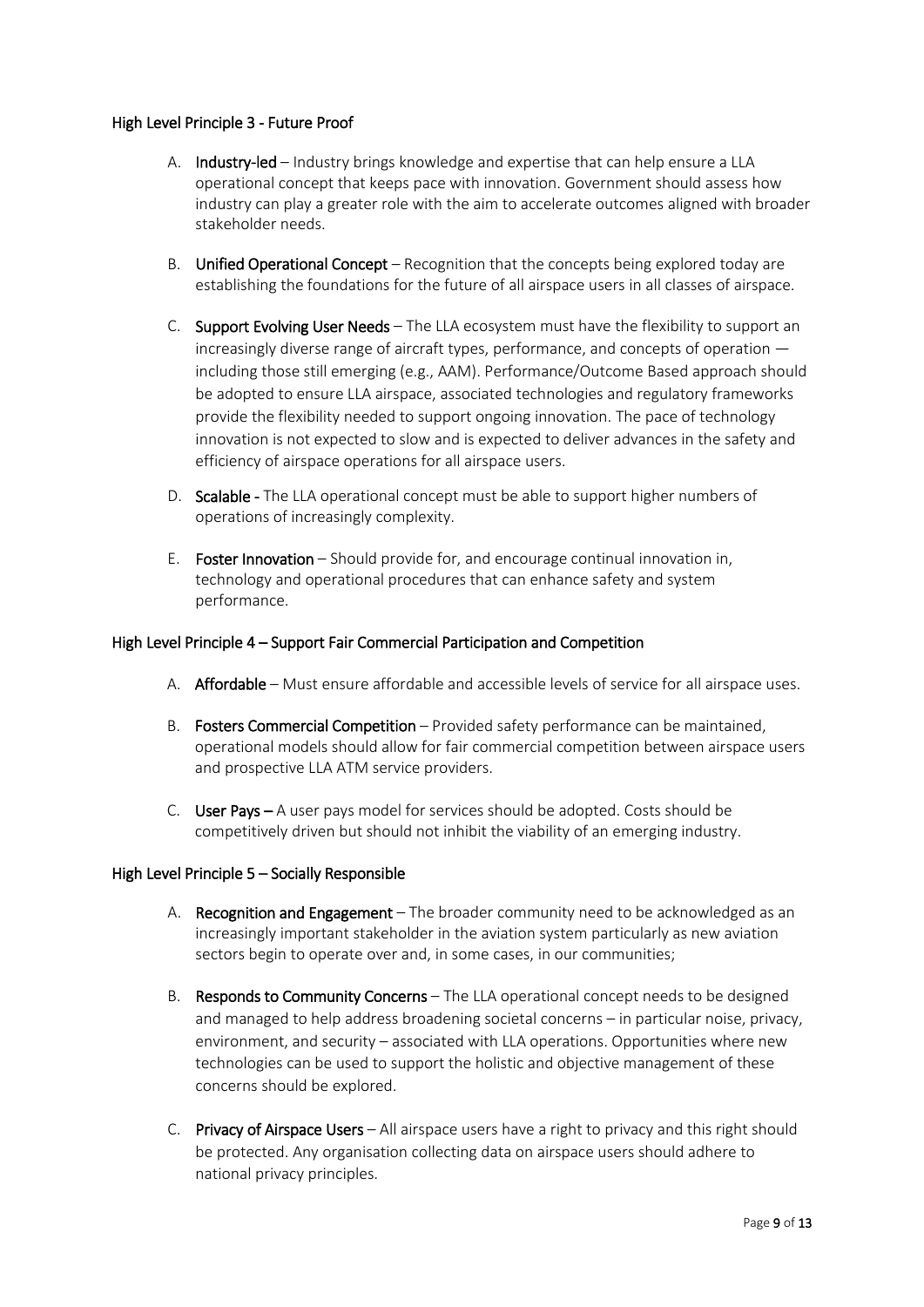### High Level Principle 3 - Future Proof

A. **Industry-led** – Industry brings knowledge and expertise that can help ensure a LLA operational concept that keeps pace with innovation. Government should assess how industry can play a greater role with the aim to accelerate outcomes aligned with broader stakeholder needs.

B. **Unified Operational Concept** – Recognition that the concepts being explored today are establishing the foundations for the future of all airspace users in all classes of airspace.

C. **Support Evolving User Needs** – The LLA ecosystem must have the flexibility to support an increasingly diverse range of aircraft types, performance, and concepts of operation — including those still emerging (e.g., AAM). Performance/Outcome Based approach should be adopted to ensure LLA airspace, associated technologies and regulatory frameworks provide the flexibility needed to support ongoing innovation. The pace of technology innovation is not expected to slow and is expected to deliver advances in the safety and efficiency of airspace operations for all airspace users.

D. **Scalable** - The LLA operational concept must be able to support higher numbers of operations of increasingly complexity.

E. **Foster Innovation** – Should provide for, and encourage continual innovation in, technology and operational procedures that can enhance safety and system performance.

### High Level Principle 4 – Support Fair Commercial Participation and Competition

A. **Affordable** – Must ensure affordable and accessible levels of service for all airspace uses.

B. **Fosters Commercial Competition** – Provided safety performance can be maintained, operational models should allow for fair commercial competition between airspace users and prospective LLA ATM service providers.

C. **User Pays** – A user pays model for services should be adopted. Costs should be competitively driven but should not inhibit the viability of an emerging industry.

### High Level Principle 5 – Socially Responsible

A. **Recognition and Engagement** – The broader community need to be acknowledged as an increasingly important stakeholder in the aviation system particularly as new aviation sectors begin to operate over and, in some cases, in our communities;

B. **Responds to Community Concerns** – The LLA operational concept needs to be designed and managed to help address broadening societal concerns – in particular noise, privacy, environment, and security – associated with LLA operations. Opportunities where new technologies can be used to support the holistic and objective management of these concerns should be explored.

C. **Privacy of Airspace Users** – All airspace users have a right to privacy and this right should be protected. Any organisation collecting data on airspace users should adhere to national privacy principles.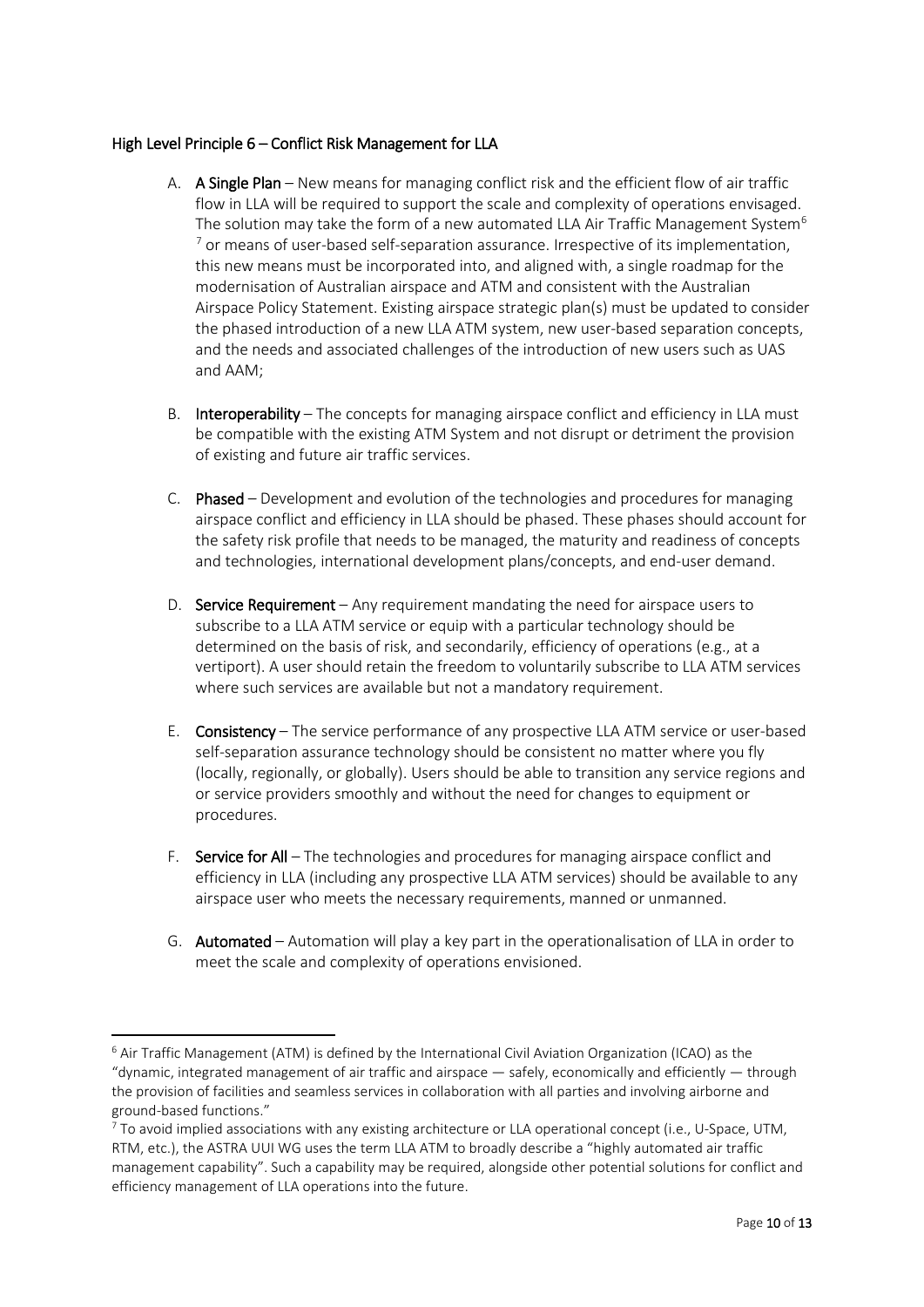High Level Principle 6 – Conflict Risk Management for LLA

A. **A Single Plan** – New means for managing conflict risk and the efficient flow of air traffic flow in LLA will be required to support the scale and complexity of operations envisaged. The solution may take the form of a new automated LLA Air Traffic Management System[6] [7] or means of user-based self-separation assurance. Irrespective of its implementation, this new means must be incorporated into, and aligned with, a single roadmap for the modernisation of Australian airspace and ATM and consistent with the Australian Airspace Policy Statement. Existing airspace strategic plan(s) must be updated to consider the phased introduction of a new LLA ATM system, new user-based separation concepts, and the needs and associated challenges of the introduction of new users such as UAS and AAM;

B. **Interoperability** – The concepts for managing airspace conflict and efficiency in LLA must be compatible with the existing ATM System and not disrupt or detriment the provision of existing and future air traffic services.

C. **Phased** – Development and evolution of the technologies and procedures for managing airspace conflict and efficiency in LLA should be phased. These phases should account for the safety risk profile that needs to be managed, the maturity and readiness of concepts and technologies, international development plans/concepts, and end-user demand.

D. **Service Requirement** – Any requirement mandating the need for airspace users to subscribe to a LLA ATM service or equip with a particular technology should be determined on the basis of risk, and secondarily, efficiency of operations (e.g., at a vertiport). A user should retain the freedom to voluntarily subscribe to LLA ATM services where such services are available but not a mandatory requirement.

E. **Consistency** – The service performance of any prospective LLA ATM service or user-based self-separation assurance technology should be consistent no matter where you fly (locally, regionally, or globally). Users should be able to transition any service regions and or service providers smoothly and without the need for changes to equipment or procedures.

F. **Service for All** – The technologies and procedures for managing airspace conflict and efficiency in LLA (including any prospective LLA ATM services) should be available to any airspace user who meets the necessary requirements, manned or unmanned.

G. **Automated** – Automation will play a key part in the operationalisation of LLA in order to meet the scale and complexity of operations envisioned.

---

[6] Air Traffic Management (ATM) is defined by the International Civil Aviation Organization (ICAO) as the "dynamic, integrated management of air traffic and airspace — safely, economically and efficiently — through the provision of facilities and seamless services in collaboration with all parties and involving airborne and ground-based functions."

[7] To avoid implied associations with any existing architecture or LLA operational concept (i.e., U-Space, UTM, RTM, etc.), the ASTRA UUI WG uses the term LLA ATM to broadly describe a "highly automated air traffic management capability". Such a capability may be required, alongside other potential solutions for conflict and efficiency management of LLA operations into the future.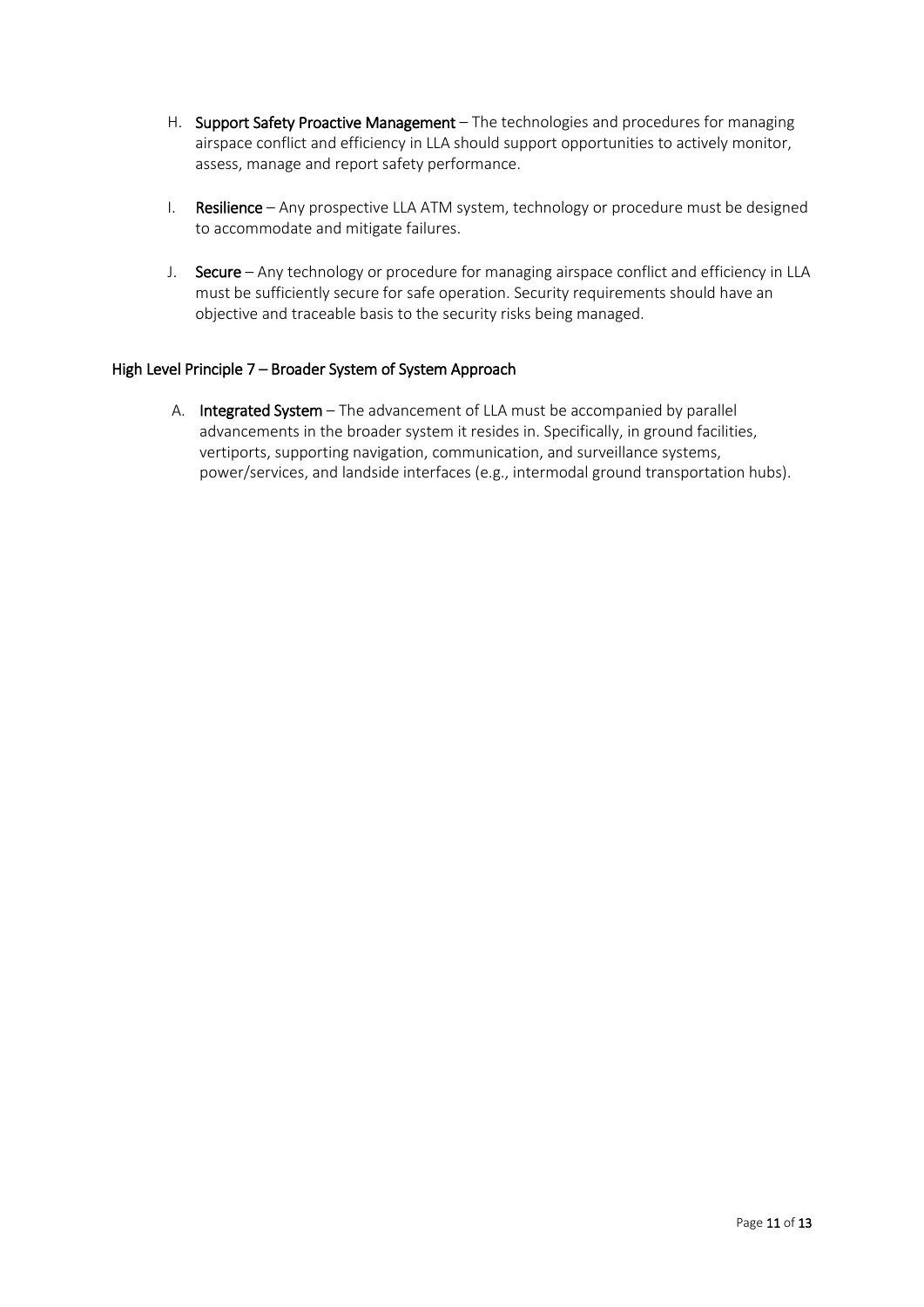H. **Support Safety Proactive Management** – The technologies and procedures for managing airspace conflict and efficiency in LLA should support opportunities to actively monitor, assess, manage and report safety performance.

I. **Resilience** – Any prospective LLA ATM system, technology or procedure must be designed to accommodate and mitigate failures.

J. **Secure** – Any technology or procedure for managing airspace conflict and efficiency in LLA must be sufficiently secure for safe operation. Security requirements should have an objective and traceable basis to the security risks being managed.

### High Level Principle 7 – Broader System of System Approach

A. **Integrated System** – The advancement of LLA must be accompanied by parallel advancements in the broader system it resides in. Specifically, in ground facilities, vertiports, supporting navigation, communication, and surveillance systems, power/services, and landside interfaces (e.g., intermodal ground transportation hubs).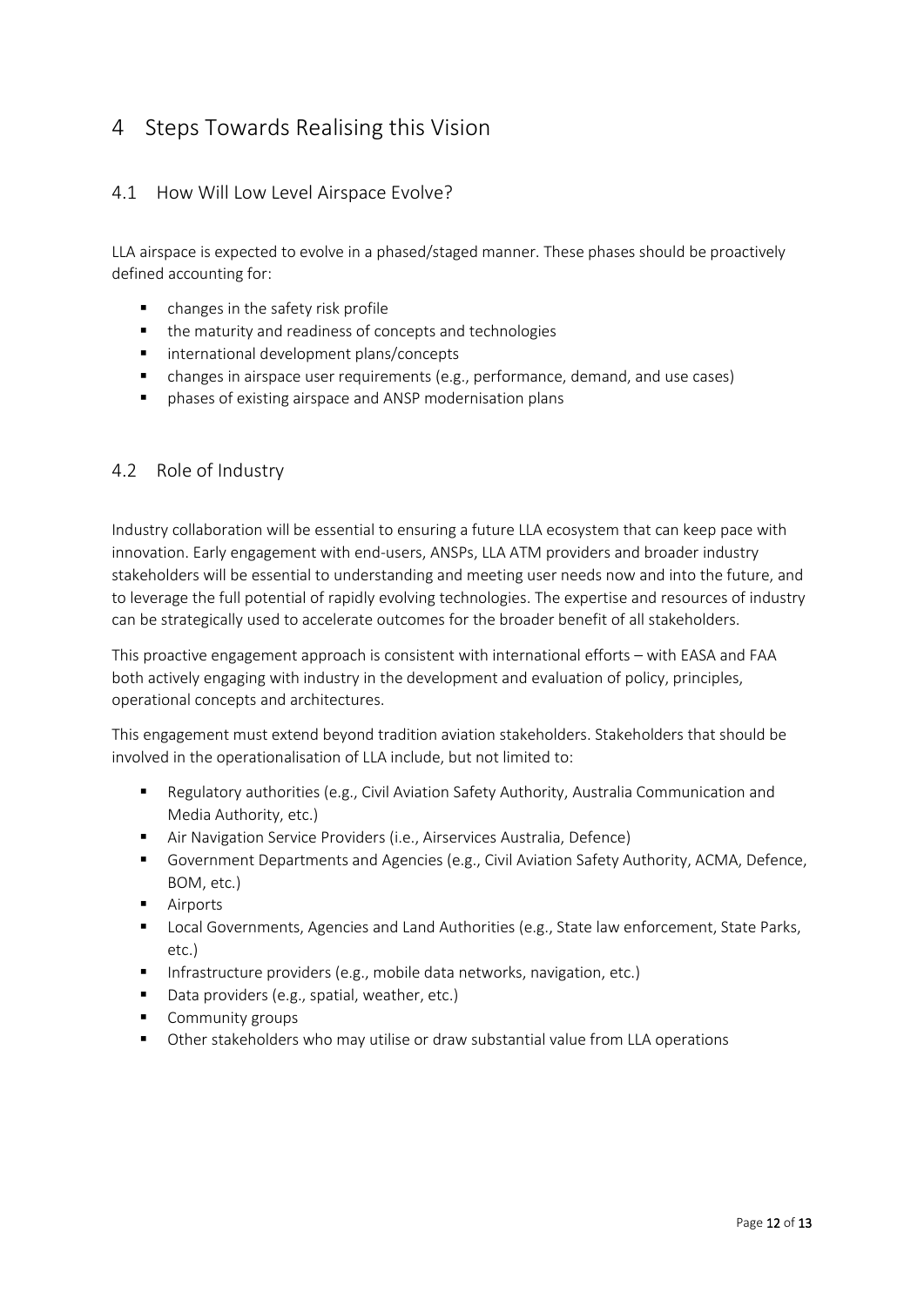# 4 Steps Towards Realising this Vision

## 4.1 How Will Low Level Airspace Evolve?

LLA airspace is expected to evolve in a phased/staged manner. These phases should be proactively defined accounting for:

- changes in the safety risk profile
- the maturity and readiness of concepts and technologies
- international development plans/concepts
- changes in airspace user requirements (e.g., performance, demand, and use cases)
- phases of existing airspace and ANSP modernisation plans

## 4.2 Role of Industry

Industry collaboration will be essential to ensuring a future LLA ecosystem that can keep pace with innovation. Early engagement with end-users, ANSPs, LLA ATM providers and broader industry stakeholders will be essential to understanding and meeting user needs now and into the future, and to leverage the full potential of rapidly evolving technologies. The expertise and resources of industry can be strategically used to accelerate outcomes for the broader benefit of all stakeholders.

This proactive engagement approach is consistent with international efforts – with EASA and FAA both actively engaging with industry in the development and evaluation of policy, principles, operational concepts and architectures.

This engagement must extend beyond tradition aviation stakeholders. Stakeholders that should be involved in the operationalisation of LLA include, but not limited to:

- Regulatory authorities (e.g., Civil Aviation Safety Authority, Australia Communication and Media Authority, etc.)
- Air Navigation Service Providers (i.e., Airservices Australia, Defence)
- Government Departments and Agencies (e.g., Civil Aviation Safety Authority, ACMA, Defence, BOM, etc.)
- Airports
- Local Governments, Agencies and Land Authorities (e.g., State law enforcement, State Parks, etc.)
- Infrastructure providers (e.g., mobile data networks, navigation, etc.)
- Data providers (e.g., spatial, weather, etc.)
- Community groups
- Other stakeholders who may utilise or draw substantial value from LLA operations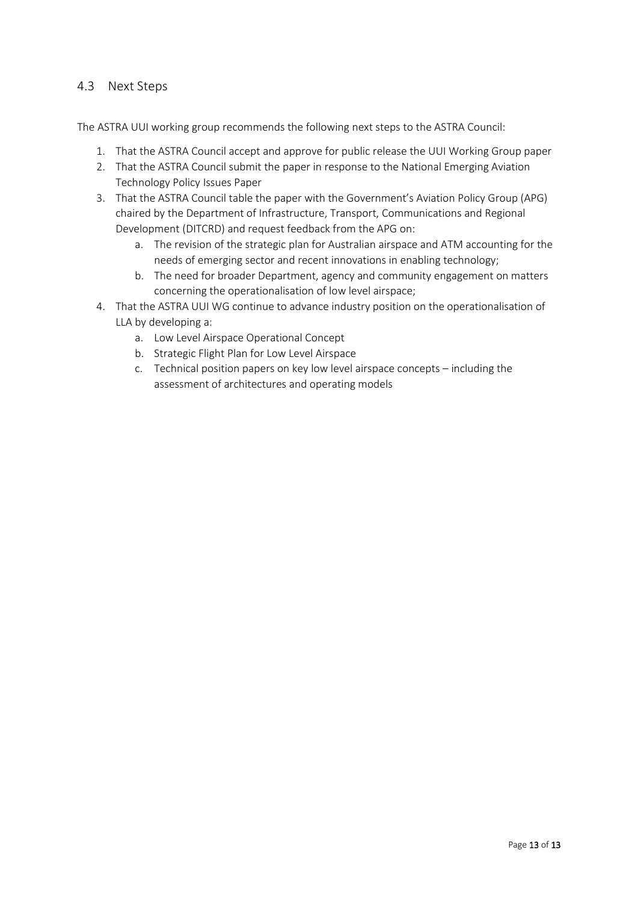## 4.3 Next Steps

The ASTRA UUI working group recommends the following next steps to the ASTRA Council:

1. That the ASTRA Council accept and approve for public release the UUI Working Group paper
2. That the ASTRA Council submit the paper in response to the National Emerging Aviation Technology Policy Issues Paper
3. That the ASTRA Council table the paper with the Government's Aviation Policy Group (APG) chaired by the Department of Infrastructure, Transport, Communications and Regional Development (DITCRD) and request feedback from the APG on:
   a. The revision of the strategic plan for Australian airspace and ATM accounting for the needs of emerging sector and recent innovations in enabling technology;
   b. The need for broader Department, agency and community engagement on matters concerning the operationalisation of low level airspace;
4. That the ASTRA UUI WG continue to advance industry position on the operationalisation of LLA by developing a:
   a. Low Level Airspace Operational Concept
   b. Strategic Flight Plan for Low Level Airspace
   c. Technical position papers on key low level airspace concepts – including the assessment of architectures and operating models